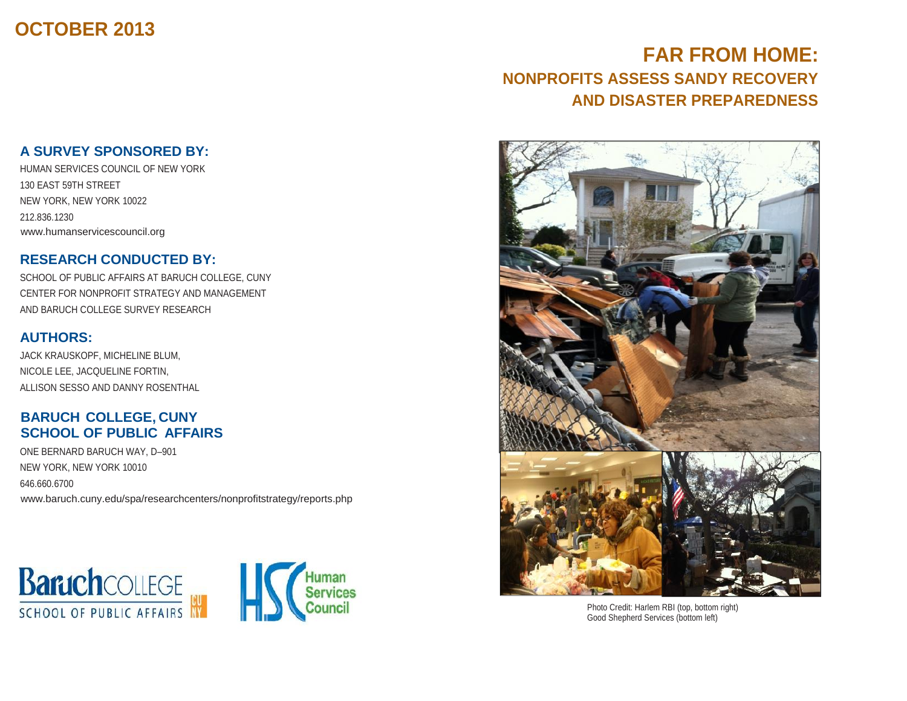OCTOBER 2013

# FAR FROM HOME:

## NONPROFITS ASSESS SANDY RECOVERY AND DISASTER PREPAREDNESS

### A SURVEY SPONSORED BY:

HUMAN SERVICES COUNCIL OF NEW YORK
130 EAST 59TH STREET
NEW YORK, NEW YORK 10022
212.836.1230
www.humanservicescouncil.org

### RESEARCH CONDUCTED BY:

SCHOOL OF PUBLIC AFFAIRS AT BARUCH COLLEGE, CUNY
CENTER FOR NONPROFIT STRATEGY AND MANAGEMENT
AND BARUCH COLLEGE SURVEY RESEARCH

### AUTHORS:

JACK KRAUSKOPF, MICHELINE BLUM,
NICOLE LEE, JACQUELINE FORTIN,
ALLISON SESSO AND DANNY ROSENTHAL

### BARUCH COLLEGE, CUNY SCHOOL OF PUBLIC AFFAIRS

ONE BERNARD BARUCH WAY, D–901
NEW YORK, NEW YORK 10010
646.660.6700
www.baruch.cuny.edu/spa/researchcenters/nonprofitstrategy/reports.php

Photo Credit: Harlem RBI (top, bottom right)
Good Shepherd Services (bottom left)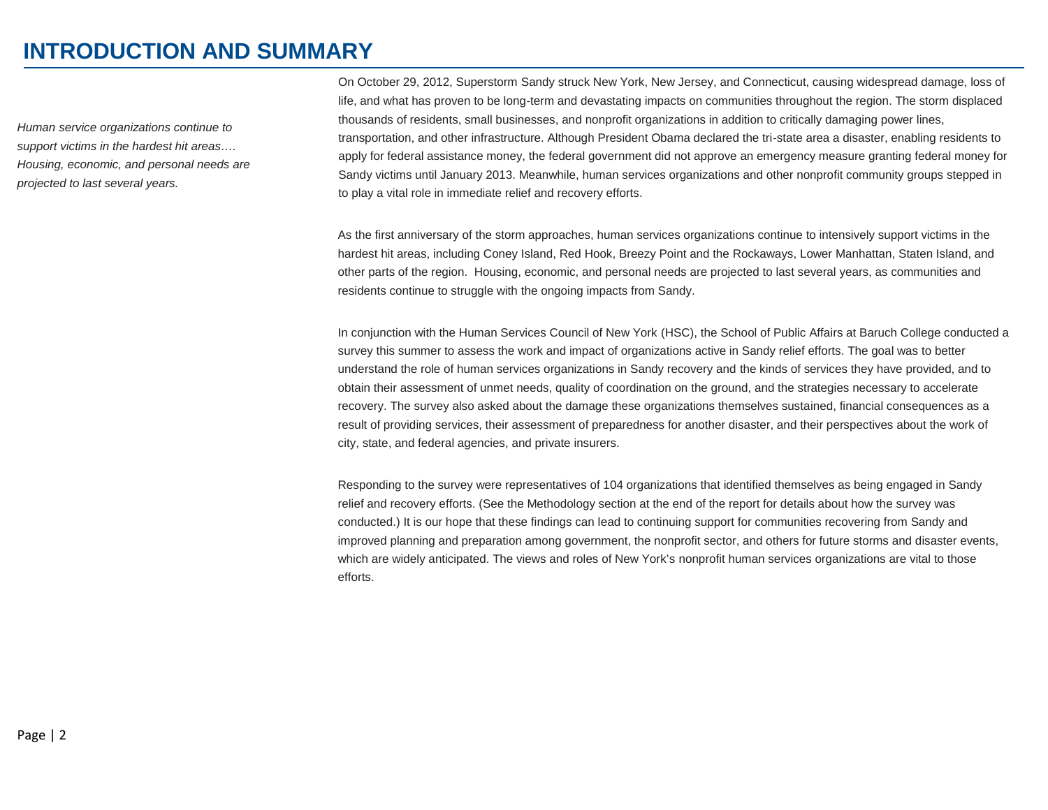# INTRODUCTION AND SUMMARY

*Human service organizations continue to support victims in the hardest hit areas…. Housing, economic, and personal needs are projected to last several years.*

On October 29, 2012, Superstorm Sandy struck New York, New Jersey, and Connecticut, causing widespread damage, loss of life, and what has proven to be long-term and devastating impacts on communities throughout the region. The storm displaced thousands of residents, small businesses, and nonprofit organizations in addition to critically damaging power lines, transportation, and other infrastructure. Although President Obama declared the tri-state area a disaster, enabling residents to apply for federal assistance money, the federal government did not approve an emergency measure granting federal money for Sandy victims until January 2013. Meanwhile, human services organizations and other nonprofit community groups stepped in to play a vital role in immediate relief and recovery efforts.

As the first anniversary of the storm approaches, human services organizations continue to intensively support victims in the hardest hit areas, including Coney Island, Red Hook, Breezy Point and the Rockaways, Lower Manhattan, Staten Island, and other parts of the region. Housing, economic, and personal needs are projected to last several years, as communities and residents continue to struggle with the ongoing impacts from Sandy.

In conjunction with the Human Services Council of New York (HSC), the School of Public Affairs at Baruch College conducted a survey this summer to assess the work and impact of organizations active in Sandy relief efforts. The goal was to better understand the role of human services organizations in Sandy recovery and the kinds of services they have provided, and to obtain their assessment of unmet needs, quality of coordination on the ground, and the strategies necessary to accelerate recovery. The survey also asked about the damage these organizations themselves sustained, financial consequences as a result of providing services, their assessment of preparedness for another disaster, and their perspectives about the work of city, state, and federal agencies, and private insurers.

Responding to the survey were representatives of 104 organizations that identified themselves as being engaged in Sandy relief and recovery efforts. (See the Methodology section at the end of the report for details about how the survey was conducted.) It is our hope that these findings can lead to continuing support for communities recovering from Sandy and improved planning and preparation among government, the nonprofit sector, and others for future storms and disaster events, which are widely anticipated. The views and roles of New York's nonprofit human services organizations are vital to those efforts.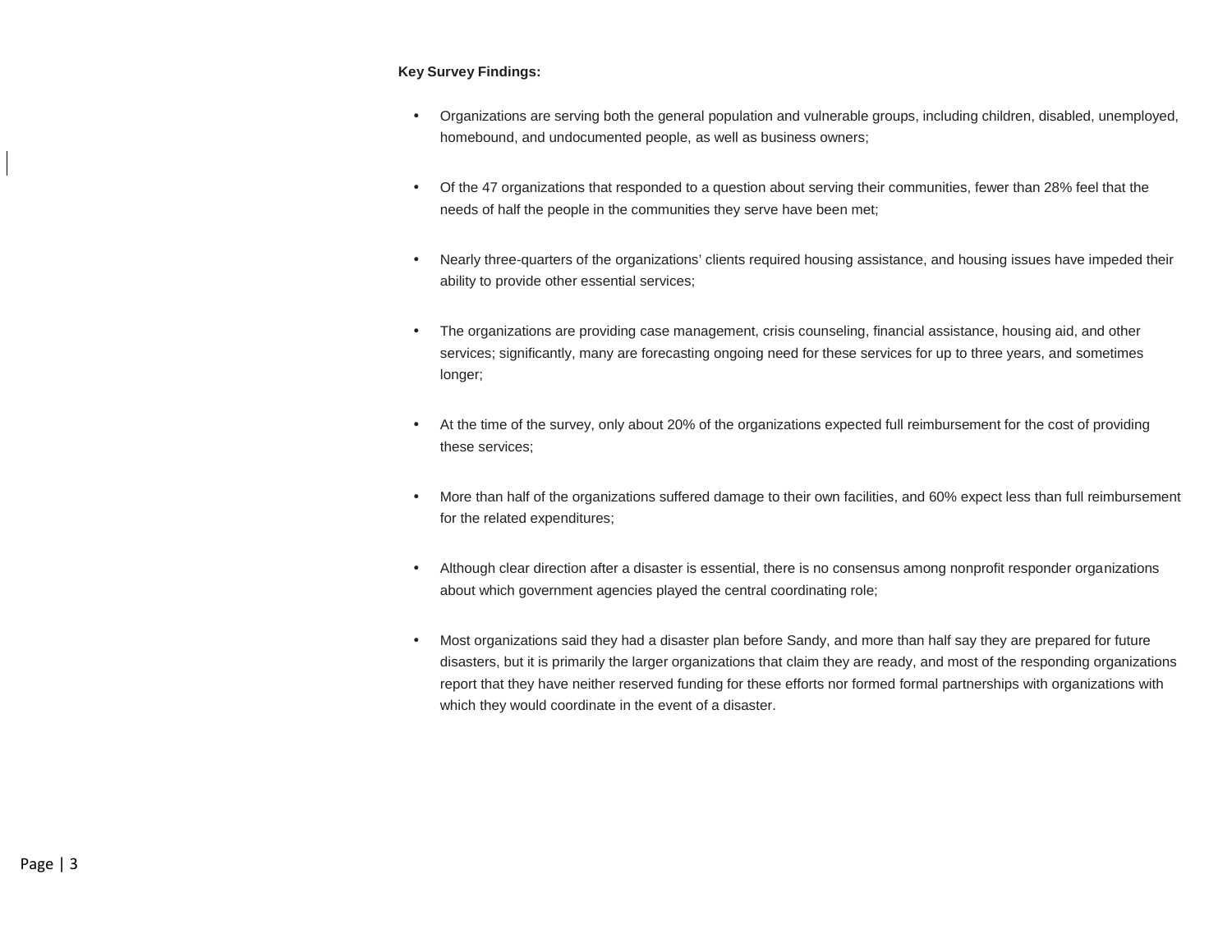**Key Survey Findings:**

- Organizations are serving both the general population and vulnerable groups, including children, disabled, unemployed, homebound, and undocumented people, as well as business owners;
- Of the 47 organizations that responded to a question about serving their communities, fewer than 28% feel that the needs of half the people in the communities they serve have been met;
- Nearly three-quarters of the organizations' clients required housing assistance, and housing issues have impeded their ability to provide other essential services;
- The organizations are providing case management, crisis counseling, financial assistance, housing aid, and other services; significantly, many are forecasting ongoing need for these services for up to three years, and sometimes longer;
- At the time of the survey, only about 20% of the organizations expected full reimbursement for the cost of providing these services;
- More than half of the organizations suffered damage to their own facilities, and 60% expect less than full reimbursement for the related expenditures;
- Although clear direction after a disaster is essential, there is no consensus among nonprofit responder organizations about which government agencies played the central coordinating role;
- Most organizations said they had a disaster plan before Sandy, and more than half say they are prepared for future disasters, but it is primarily the larger organizations that claim they are ready, and most of the responding organizations report that they have neither reserved funding for these efforts nor formed formal partnerships with organizations with which they would coordinate in the event of a disaster.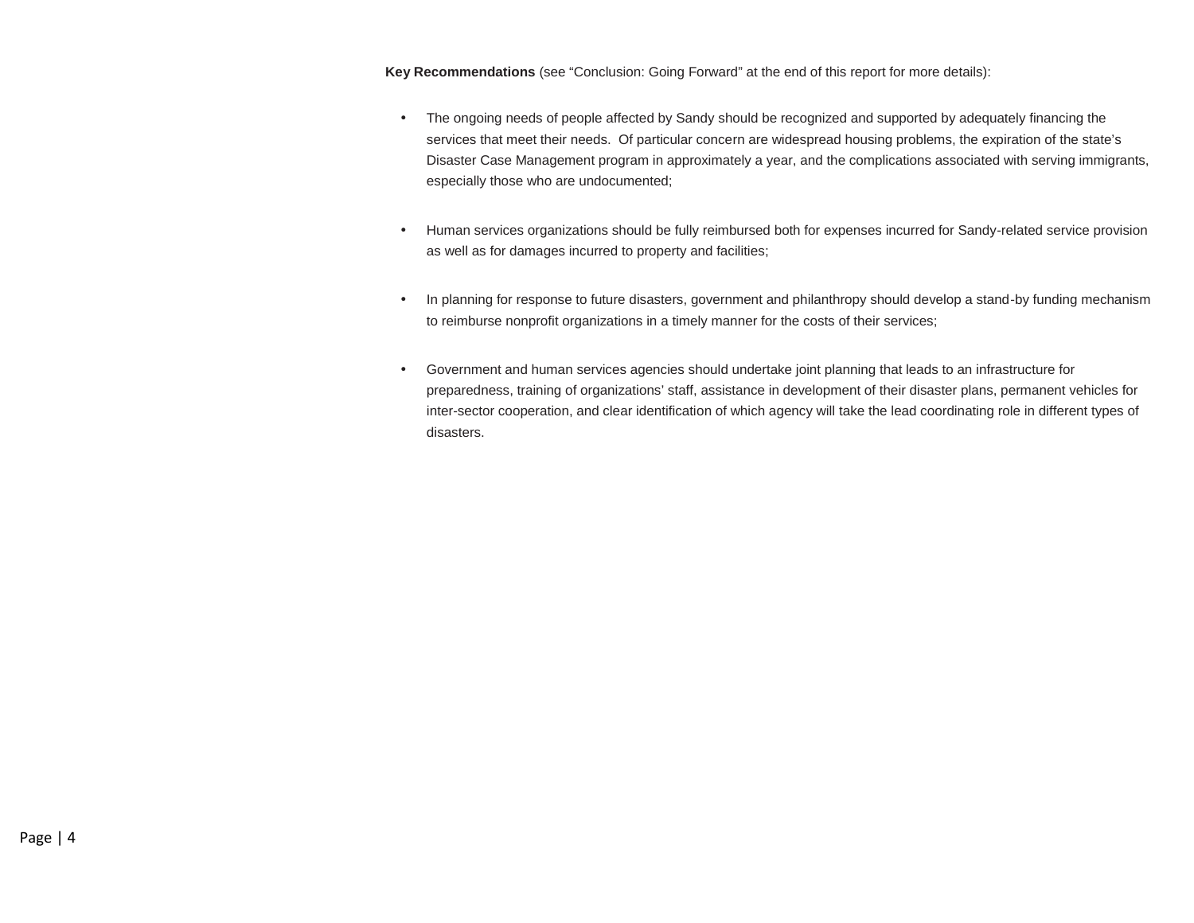**Key Recommendations** (see "Conclusion: Going Forward" at the end of this report for more details):

- The ongoing needs of people affected by Sandy should be recognized and supported by adequately financing the services that meet their needs.  Of particular concern are widespread housing problems, the expiration of the state's Disaster Case Management program in approximately a year, and the complications associated with serving immigrants, especially those who are undocumented;

- Human services organizations should be fully reimbursed both for expenses incurred for Sandy-related service provision as well as for damages incurred to property and facilities;

- In planning for response to future disasters, government and philanthropy should develop a stand-by funding mechanism to reimburse nonprofit organizations in a timely manner for the costs of their services;

- Government and human services agencies should undertake joint planning that leads to an infrastructure for preparedness, training of organizations' staff, assistance in development of their disaster plans, permanent vehicles for inter-sector cooperation, and clear identification of which agency will take the lead coordinating role in different types of disasters.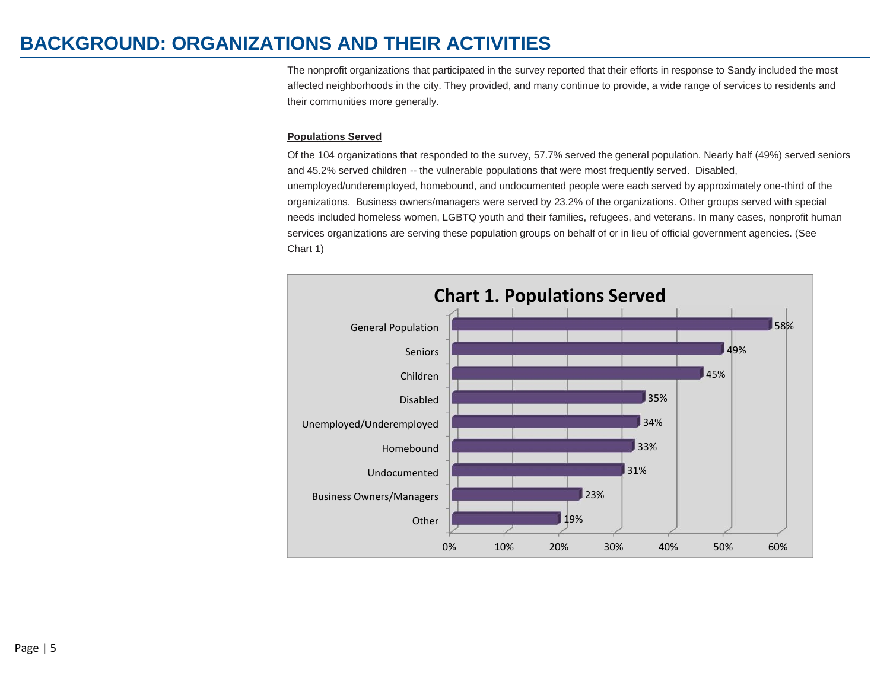# BACKGROUND: ORGANIZATIONS AND THEIR ACTIVITIES

The nonprofit organizations that participated in the survey reported that their efforts in response to Sandy included the most affected neighborhoods in the city. They provided, and many continue to provide, a wide range of services to residents and their communities more generally.

**Populations Served**

Of the 104 organizations that responded to the survey, 57.7% served the general population. Nearly half (49%) served seniors and 45.2% served children -- the vulnerable populations that were most frequently served. Disabled, unemployed/underemployed, homebound, and undocumented people were each served by approximately one-third of the organizations. Business owners/managers were served by 23.2% of the organizations. Other groups served with special needs included homeless women, LGBTQ youth and their families, refugees, and veterans. In many cases, nonprofit human services organizations are serving these population groups on behalf of or in lieu of official government agencies. (See Chart 1)

**Chart 1. Populations Served**

General Population 58%
Seniors 49%
Children 45%
Disabled 35%
Unemployed/Underemployed 34%
Homebound 33%
Undocumented 31%
Business Owners/Managers 23%
Other 19%

0% 10% 20% 30% 40% 50% 60%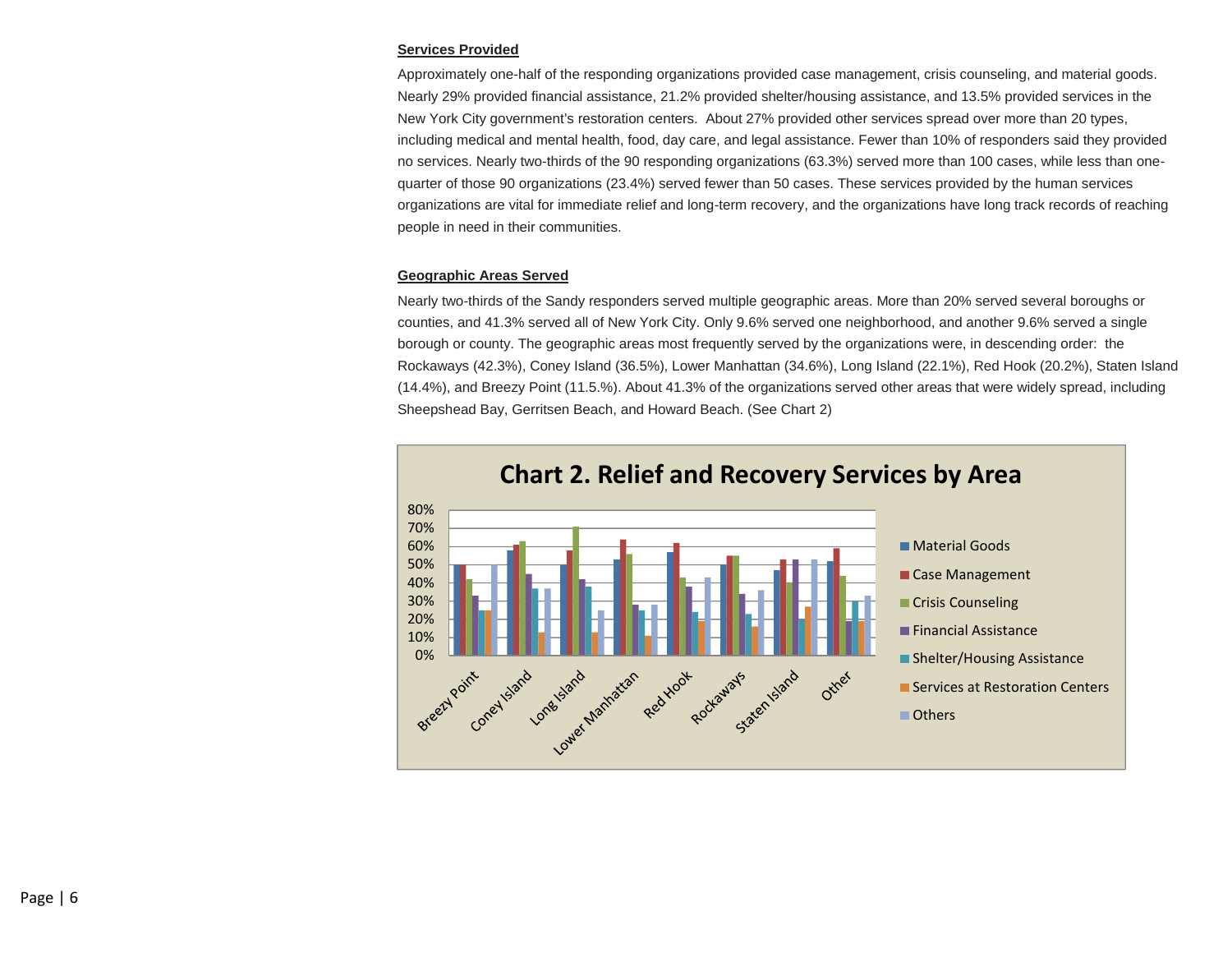**Services Provided**

Approximately one-half of the responding organizations provided case management, crisis counseling, and material goods. Nearly 29% provided financial assistance, 21.2% provided shelter/housing assistance, and 13.5% provided services in the New York City government's restoration centers. About 27% provided other services spread over more than 20 types, including medical and mental health, food, day care, and legal assistance. Fewer than 10% of responders said they provided no services. Nearly two-thirds of the 90 responding organizations (63.3%) served more than 100 cases, while less than one-quarter of those 90 organizations (23.4%) served fewer than 50 cases. These services provided by the human services organizations are vital for immediate relief and long-term recovery, and the organizations have long track records of reaching people in need in their communities.

**Geographic Areas Served**

Nearly two-thirds of the Sandy responders served multiple geographic areas. More than 20% served several boroughs or counties, and 41.3% served all of New York City. Only 9.6% served one neighborhood, and another 9.6% served a single borough or county. The geographic areas most frequently served by the organizations were, in descending order: the Rockaways (42.3%), Coney Island (36.5%), Lower Manhattan (34.6%), Long Island (22.1%), Red Hook (20.2%), Staten Island (14.4%), and Breezy Point (11.5.%). About 41.3% of the organizations served other areas that were widely spread, including Sheepshead Bay, Gerritsen Beach, and Howard Beach. (See Chart 2)

**Chart 2. Relief and Recovery Services by Area**

80%
70%
60%
50%
40%
30%
20%
10%
0%

Breezy Point
Coney Island
Long Island
Lower Manhattan
Red Hook
Rockaways
Staten Island
Other

Material Goods
Case Management
Crisis Counseling
Financial Assistance
Shelter/Housing Assistance
Services at Restoration Centers
Others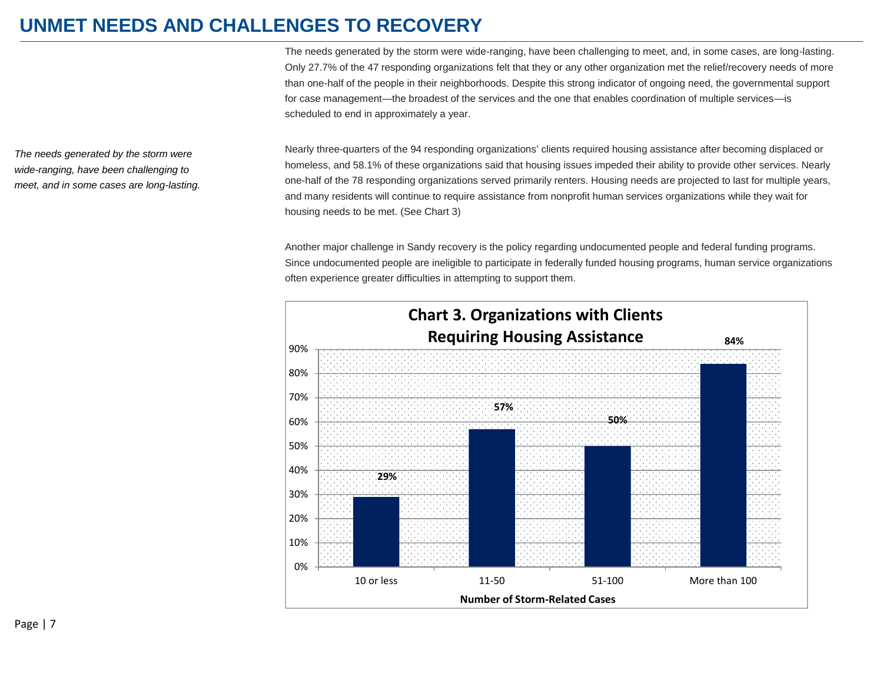# UNMET NEEDS AND CHALLENGES TO RECOVERY

The needs generated by the storm were wide-ranging, have been challenging to meet, and, in some cases, are long-lasting. Only 27.7% of the 47 responding organizations felt that they or any other organization met the relief/recovery needs of more than one-half of the people in their neighborhoods. Despite this strong indicator of ongoing need, the governmental support for case management—the broadest of the services and the one that enables coordination of multiple services—is scheduled to end in approximately a year.

*The needs generated by the storm were wide-ranging, have been challenging to meet, and in some cases are long-lasting.*

Nearly three-quarters of the 94 responding organizations' clients required housing assistance after becoming displaced or homeless, and 58.1% of these organizations said that housing issues impeded their ability to provide other services. Nearly one-half of the 78 responding organizations served primarily renters. Housing needs are projected to last for multiple years, and many residents will continue to require assistance from nonprofit human services organizations while they wait for housing needs to be met. (See Chart 3)

Another major challenge in Sandy recovery is the policy regarding undocumented people and federal funding programs. Since undocumented people are ineligible to participate in federally funded housing programs, human service organizations often experience greater difficulties in attempting to support them.

**Chart 3. Organizations with Clients Requiring Housing Assistance**

90%
80%
70%
60%
50%
40%
30%
20%
10%
0%

29%
57%
50%
84%

10 or less
11-50
51-100
More than 100

**Number of Storm-Related Cases**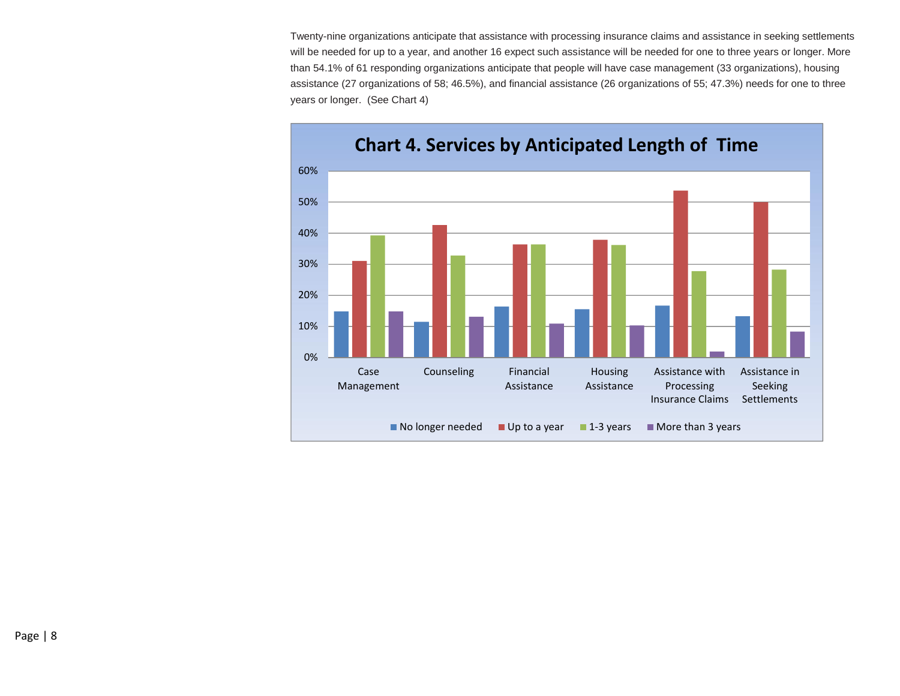Twenty-nine organizations anticipate that assistance with processing insurance claims and assistance in seeking settlements will be needed for up to a year, and another 16 expect such assistance will be needed for one to three years or longer. More than 54.1% of 61 responding organizations anticipate that people will have case management (33 organizations), housing assistance (27 organizations of 58; 46.5%), and financial assistance (26 organizations of 55; 47.3%) needs for one to three years or longer. (See Chart 4)

**Chart 4. Services by Anticipated Length of Time**

60%
50%
40%
30%
20%
10%
0%

Case Management
Counseling
Financial Assistance
Housing Assistance
Assistance with Processing Insurance Claims
Assistance in Seeking Settlements

No longer needed
Up to a year
1-3 years
More than 3 years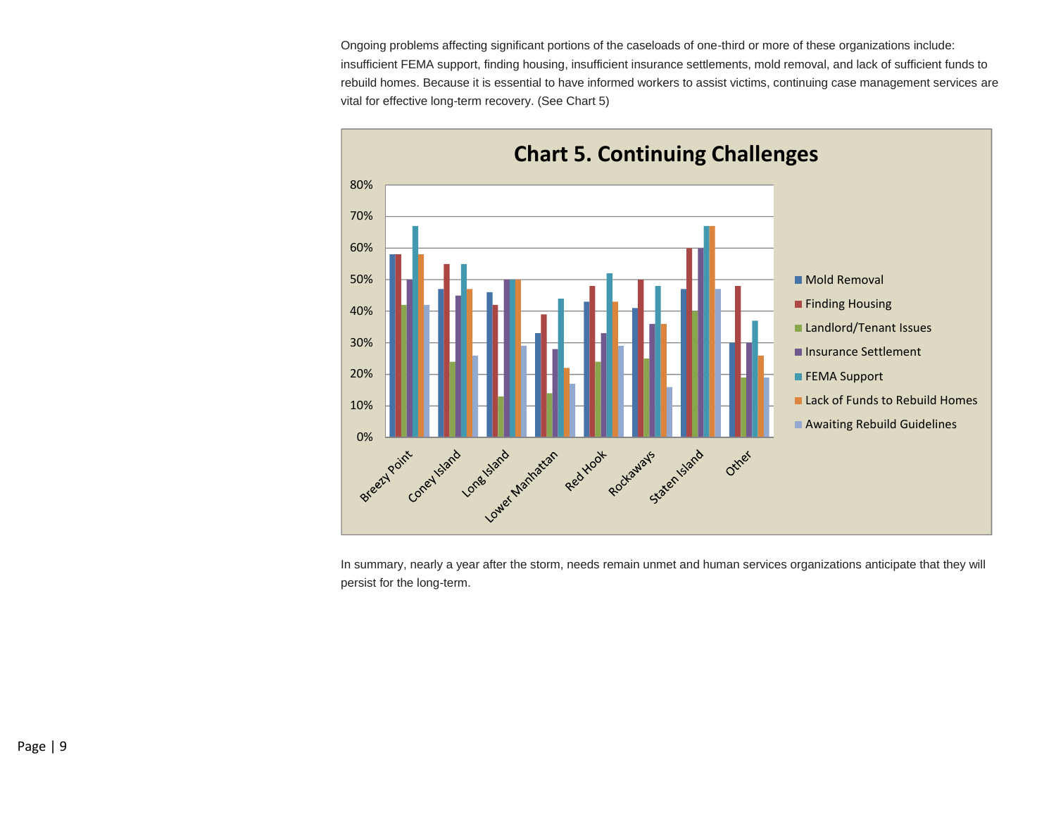Ongoing problems affecting significant portions of the caseloads of one-third or more of these organizations include: insufficient FEMA support, finding housing, insufficient insurance settlements, mold removal, and lack of sufficient funds to rebuild homes. Because it is essential to have informed workers to assist victims, continuing case management services are vital for effective long-term recovery. (See Chart 5)

**Chart 5. Continuing Challenges**

80%
70%
60%
50%
40%
30%
20%
10%
0%

Breezy Point
Coney Island
Long Island
Lower Manhattan
Red Hook
Rockaways
Staten Island
Other

Mold Removal
Finding Housing
Landlord/Tenant Issues
Insurance Settlement
FEMA Support
Lack of Funds to Rebuild Homes
Awaiting Rebuild Guidelines

In summary, nearly a year after the storm, needs remain unmet and human services organizations anticipate that they will persist for the long-term.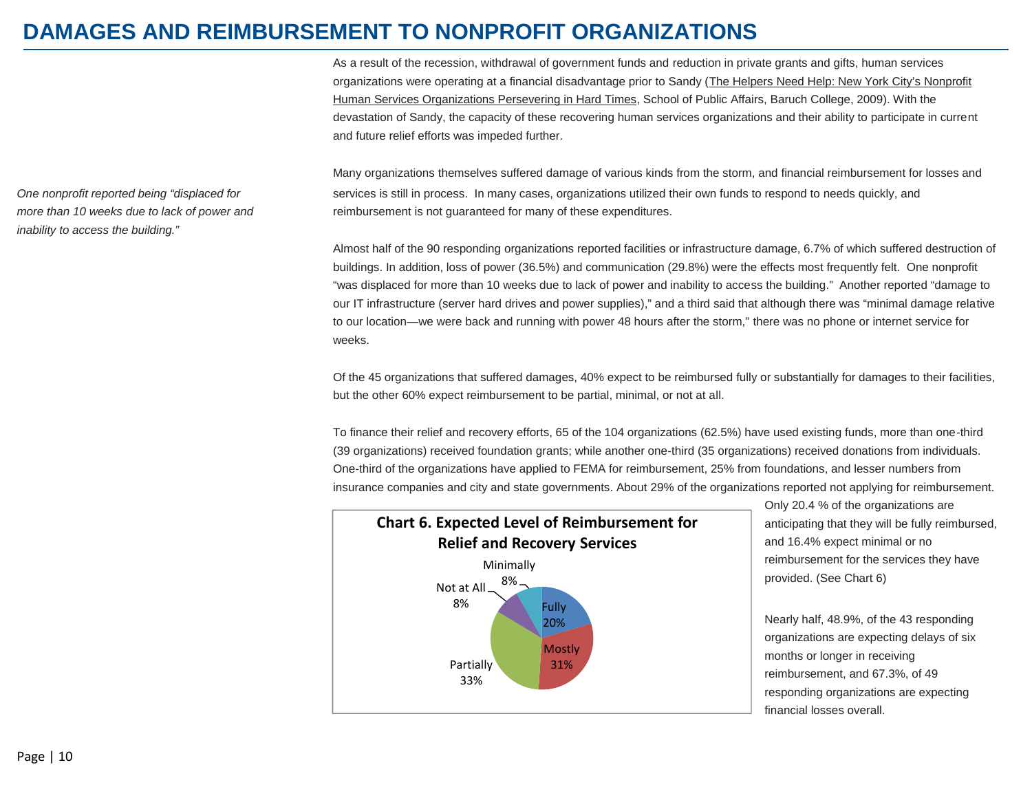# DAMAGES AND REIMBURSEMENT TO NONPROFIT ORGANIZATIONS

As a result of the recession, withdrawal of government funds and reduction in private grants and gifts, human services organizations were operating at a financial disadvantage prior to Sandy (The Helpers Need Help: New York City's Nonprofit Human Services Organizations Persevering in Hard Times, School of Public Affairs, Baruch College, 2009). With the devastation of Sandy, the capacity of these recovering human services organizations and their ability to participate in current and future relief efforts was impeded further.

*One nonprofit reported being "displaced for more than 10 weeks due to lack of power and inability to access the building."*

Many organizations themselves suffered damage of various kinds from the storm, and financial reimbursement for losses and services is still in process. In many cases, organizations utilized their own funds to respond to needs quickly, and reimbursement is not guaranteed for many of these expenditures.

Almost half of the 90 responding organizations reported facilities or infrastructure damage, 6.7% of which suffered destruction of buildings. In addition, loss of power (36.5%) and communication (29.8%) were the effects most frequently felt. One nonprofit "was displaced for more than 10 weeks due to lack of power and inability to access the building." Another reported "damage to our IT infrastructure (server hard drives and power supplies)," and a third said that although there was "minimal damage relative to our location—we were back and running with power 48 hours after the storm," there was no phone or internet service for weeks.

Of the 45 organizations that suffered damages, 40% expect to be reimbursed fully or substantially for damages to their facilities, but the other 60% expect reimbursement to be partial, minimal, or not at all.

To finance their relief and recovery efforts, 65 of the 104 organizations (62.5%) have used existing funds, more than one-third (39 organizations) received foundation grants; while another one-third (35 organizations) received donations from individuals. One-third of the organizations have applied to FEMA for reimbursement, 25% from foundations, and lesser numbers from insurance companies and city and state governments. About 29% of the organizations reported not applying for reimbursement.

**Chart 6. Expected Level of Reimbursement for Relief and Recovery Services**

Minimally 8%
Not at All 8%
Fully 20%
Mostly 31%
Partially 33%

Only 20.4 % of the organizations are anticipating that they will be fully reimbursed, and 16.4% expect minimal or no reimbursement for the services they have provided. (See Chart 6)

Nearly half, 48.9%, of the 43 responding organizations are expecting delays of six months or longer in receiving reimbursement, and 67.3%, of 49 responding organizations are expecting financial losses overall.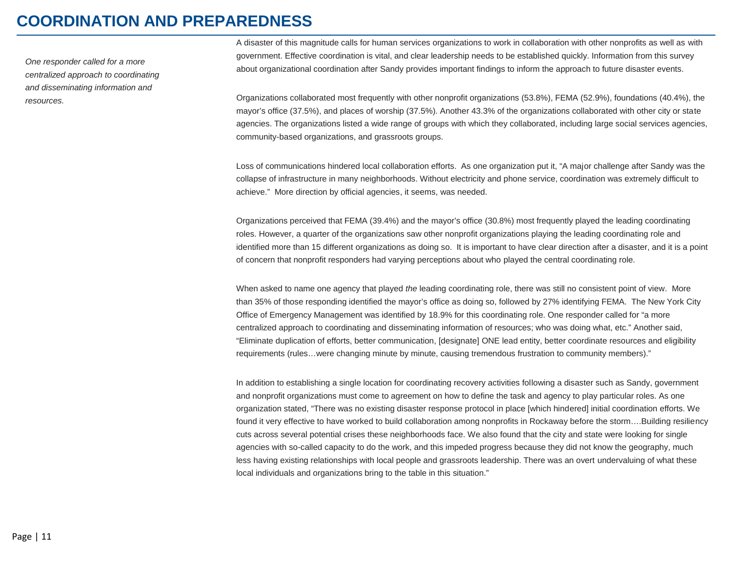# COORDINATION AND PREPAREDNESS

*One responder called for a more centralized approach to coordinating and disseminating information and resources.*

A disaster of this magnitude calls for human services organizations to work in collaboration with other nonprofits as well as with government. Effective coordination is vital, and clear leadership needs to be established quickly. Information from this survey about organizational coordination after Sandy provides important findings to inform the approach to future disaster events.

Organizations collaborated most frequently with other nonprofit organizations (53.8%), FEMA (52.9%), foundations (40.4%), the mayor's office (37.5%), and places of worship (37.5%). Another 43.3% of the organizations collaborated with other city or state agencies. The organizations listed a wide range of groups with which they collaborated, including large social services agencies, community-based organizations, and grassroots groups.

Loss of communications hindered local collaboration efforts. As one organization put it, "A major challenge after Sandy was the collapse of infrastructure in many neighborhoods. Without electricity and phone service, coordination was extremely difficult to achieve." More direction by official agencies, it seems, was needed.

Organizations perceived that FEMA (39.4%) and the mayor's office (30.8%) most frequently played the leading coordinating roles. However, a quarter of the organizations saw other nonprofit organizations playing the leading coordinating role and identified more than 15 different organizations as doing so. It is important to have clear direction after a disaster, and it is a point of concern that nonprofit responders had varying perceptions about who played the central coordinating role.

When asked to name one agency that played *the* leading coordinating role, there was still no consistent point of view. More than 35% of those responding identified the mayor's office as doing so, followed by 27% identifying FEMA. The New York City Office of Emergency Management was identified by 18.9% for this coordinating role. One responder called for "a more centralized approach to coordinating and disseminating information of resources; who was doing what, etc." Another said, "Eliminate duplication of efforts, better communication, [designate] ONE lead entity, better coordinate resources and eligibility requirements (rules…were changing minute by minute, causing tremendous frustration to community members)."

In addition to establishing a single location for coordinating recovery activities following a disaster such as Sandy, government and nonprofit organizations must come to agreement on how to define the task and agency to play particular roles. As one organization stated, "There was no existing disaster response protocol in place [which hindered] initial coordination efforts. We found it very effective to have worked to build collaboration among nonprofits in Rockaway before the storm….Building resiliency cuts across several potential crises these neighborhoods face. We also found that the city and state were looking for single agencies with so-called capacity to do the work, and this impeded progress because they did not know the geography, much less having existing relationships with local people and grassroots leadership. There was an overt undervaluing of what these local individuals and organizations bring to the table in this situation."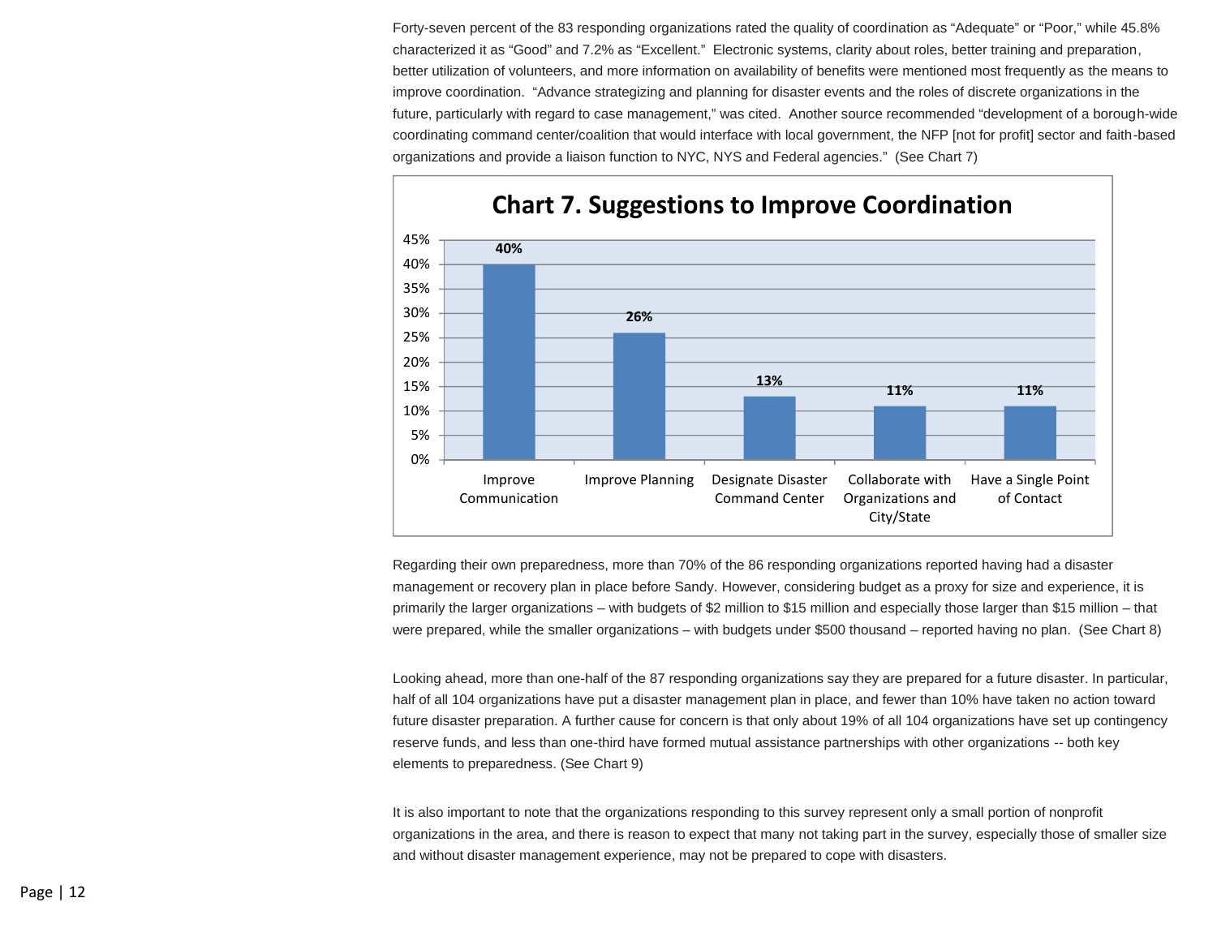Forty-seven percent of the 83 responding organizations rated the quality of coordination as "Adequate" or "Poor," while 45.8% characterized it as "Good" and 7.2% as "Excellent." Electronic systems, clarity about roles, better training and preparation, better utilization of volunteers, and more information on availability of benefits were mentioned most frequently as the means to improve coordination. "Advance strategizing and planning for disaster events and the roles of discrete organizations in the future, particularly with regard to case management," was cited. Another source recommended "development of a borough-wide coordinating command center/coalition that would interface with local government, the NFP [not for profit] sector and faith-based organizations and provide a liaison function to NYC, NYS and Federal agencies." (See Chart 7)

**Chart 7. Suggestions to Improve Coordination**

45%
40%
35%
30%
25%
20%
15%
10%
5%
0%

40%
26%
13%
11%
11%

Improve Communication
Improve Planning
Designate Disaster Command Center
Collaborate with Organizations and City/State
Have a Single Point of Contact

Regarding their own preparedness, more than 70% of the 86 responding organizations reported having had a disaster management or recovery plan in place before Sandy. However, considering budget as a proxy for size and experience, it is primarily the larger organizations – with budgets of $2 million to $15 million and especially those larger than $15 million – that were prepared, while the smaller organizations – with budgets under $500 thousand – reported having no plan. (See Chart 8)

Looking ahead, more than one-half of the 87 responding organizations say they are prepared for a future disaster. In particular, half of all 104 organizations have put a disaster management plan in place, and fewer than 10% have taken no action toward future disaster preparation. A further cause for concern is that only about 19% of all 104 organizations have set up contingency reserve funds, and less than one-third have formed mutual assistance partnerships with other organizations -- both key elements to preparedness. (See Chart 9)

It is also important to note that the organizations responding to this survey represent only a small portion of nonprofit organizations in the area, and there is reason to expect that many not taking part in the survey, especially those of smaller size and without disaster management experience, may not be prepared to cope with disasters.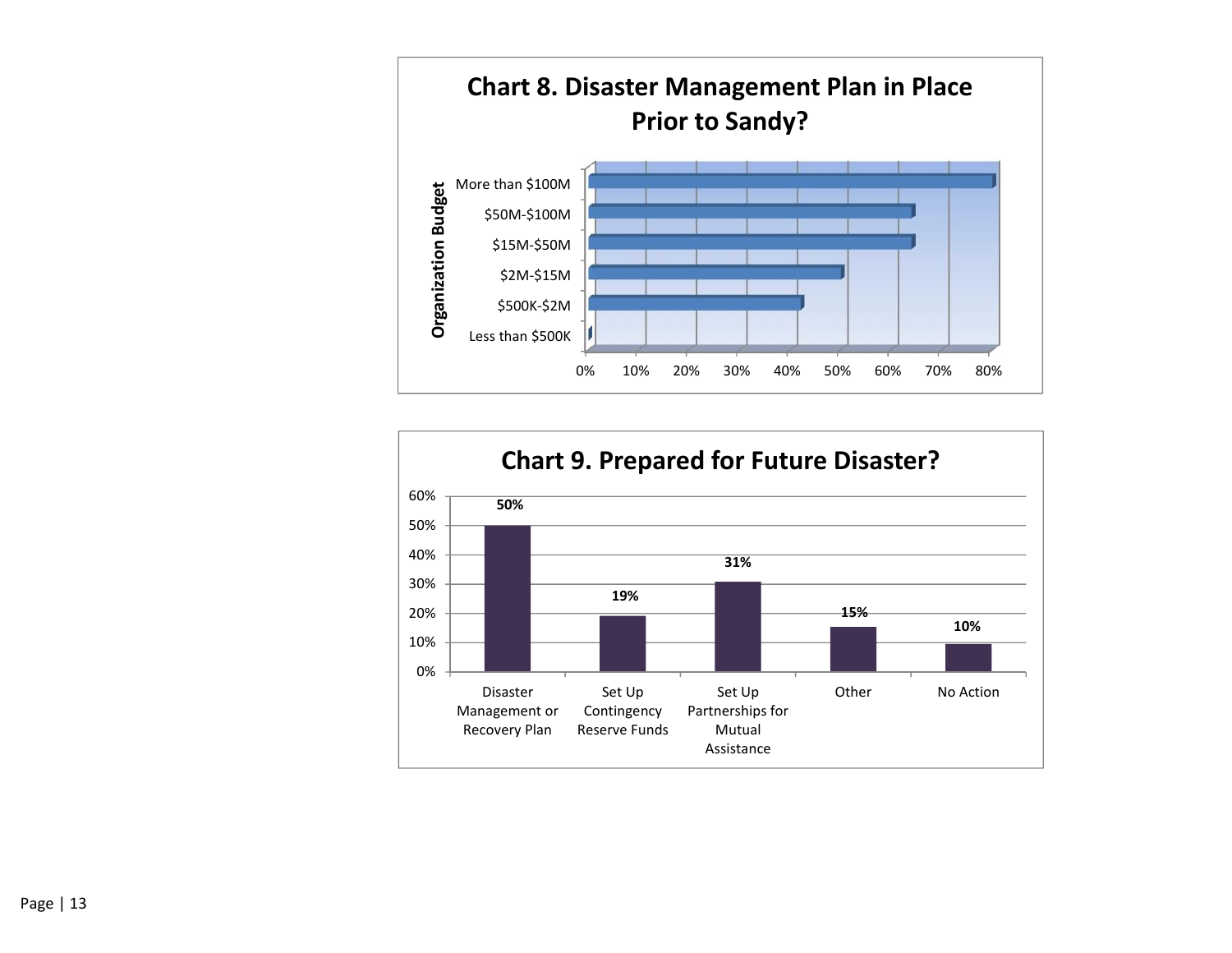**Chart 8. Disaster Management Plan in Place Prior to Sandy?**

Organization Budget

More than $100M

$50M-$100M

$15M-$50M

$2M-$15M

$500K-$2M

Less than $500K

0% 10% 20% 30% 40% 50% 60% 70% 80%

**Chart 9. Prepared for Future Disaster?**

60%
50%
40%
30%
20%
10%
0%

50% Disaster Management or Recovery Plan

19% Set Up Contingency Reserve Funds

31% Set Up Partnerships for Mutual Assistance

15% Other

10% No Action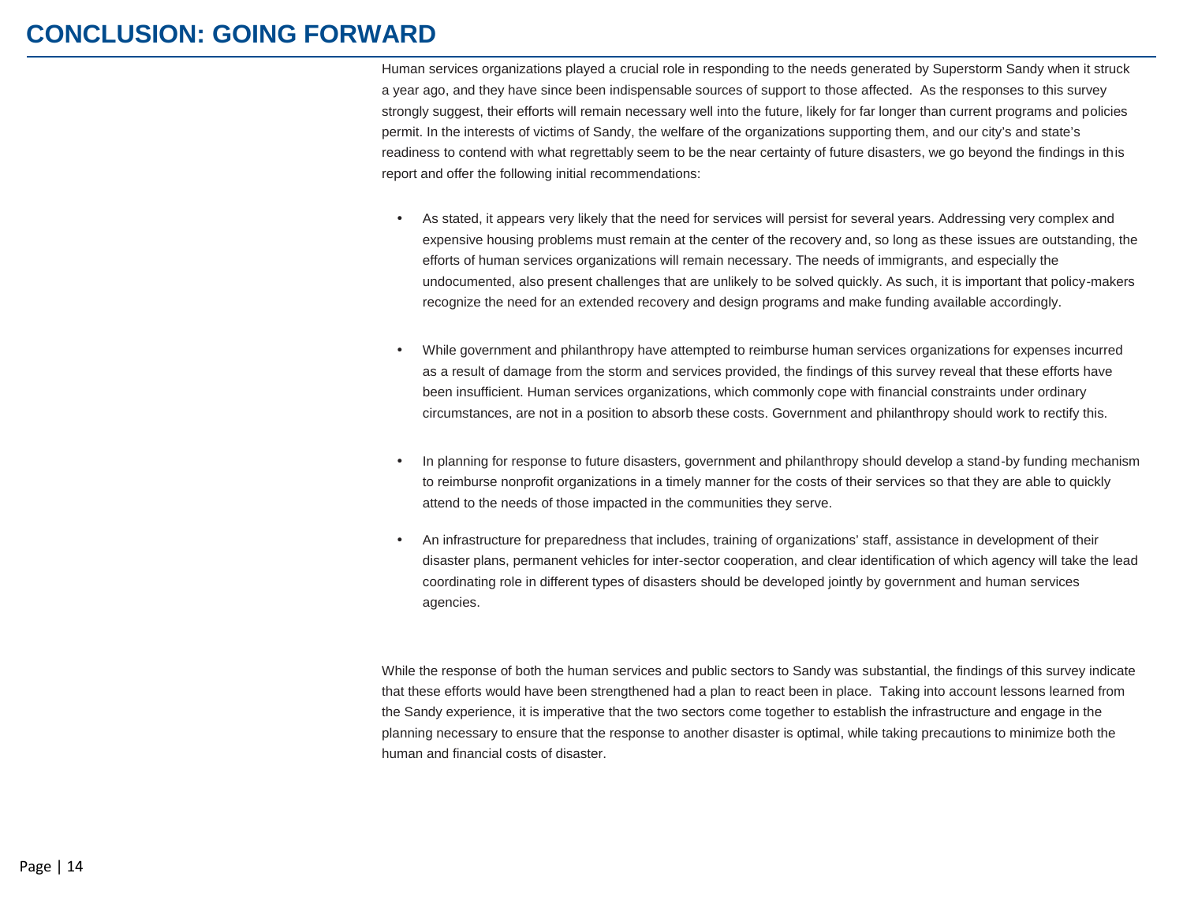# CONCLUSION: GOING FORWARD

Human services organizations played a crucial role in responding to the needs generated by Superstorm Sandy when it struck a year ago, and they have since been indispensable sources of support to those affected. As the responses to this survey strongly suggest, their efforts will remain necessary well into the future, likely for far longer than current programs and policies permit. In the interests of victims of Sandy, the welfare of the organizations supporting them, and our city's and state's readiness to contend with what regrettably seem to be the near certainty of future disasters, we go beyond the findings in this report and offer the following initial recommendations:

- As stated, it appears very likely that the need for services will persist for several years. Addressing very complex and expensive housing problems must remain at the center of the recovery and, so long as these issues are outstanding, the efforts of human services organizations will remain necessary. The needs of immigrants, and especially the undocumented, also present challenges that are unlikely to be solved quickly. As such, it is important that policy-makers recognize the need for an extended recovery and design programs and make funding available accordingly.

- While government and philanthropy have attempted to reimburse human services organizations for expenses incurred as a result of damage from the storm and services provided, the findings of this survey reveal that these efforts have been insufficient. Human services organizations, which commonly cope with financial constraints under ordinary circumstances, are not in a position to absorb these costs. Government and philanthropy should work to rectify this.

- In planning for response to future disasters, government and philanthropy should develop a stand-by funding mechanism to reimburse nonprofit organizations in a timely manner for the costs of their services so that they are able to quickly attend to the needs of those impacted in the communities they serve.

- An infrastructure for preparedness that includes, training of organizations' staff, assistance in development of their disaster plans, permanent vehicles for inter-sector cooperation, and clear identification of which agency will take the lead coordinating role in different types of disasters should be developed jointly by government and human services agencies.

While the response of both the human services and public sectors to Sandy was substantial, the findings of this survey indicate that these efforts would have been strengthened had a plan to react been in place. Taking into account lessons learned from the Sandy experience, it is imperative that the two sectors come together to establish the infrastructure and engage in the planning necessary to ensure that the response to another disaster is optimal, while taking precautions to minimize both the human and financial costs of disaster.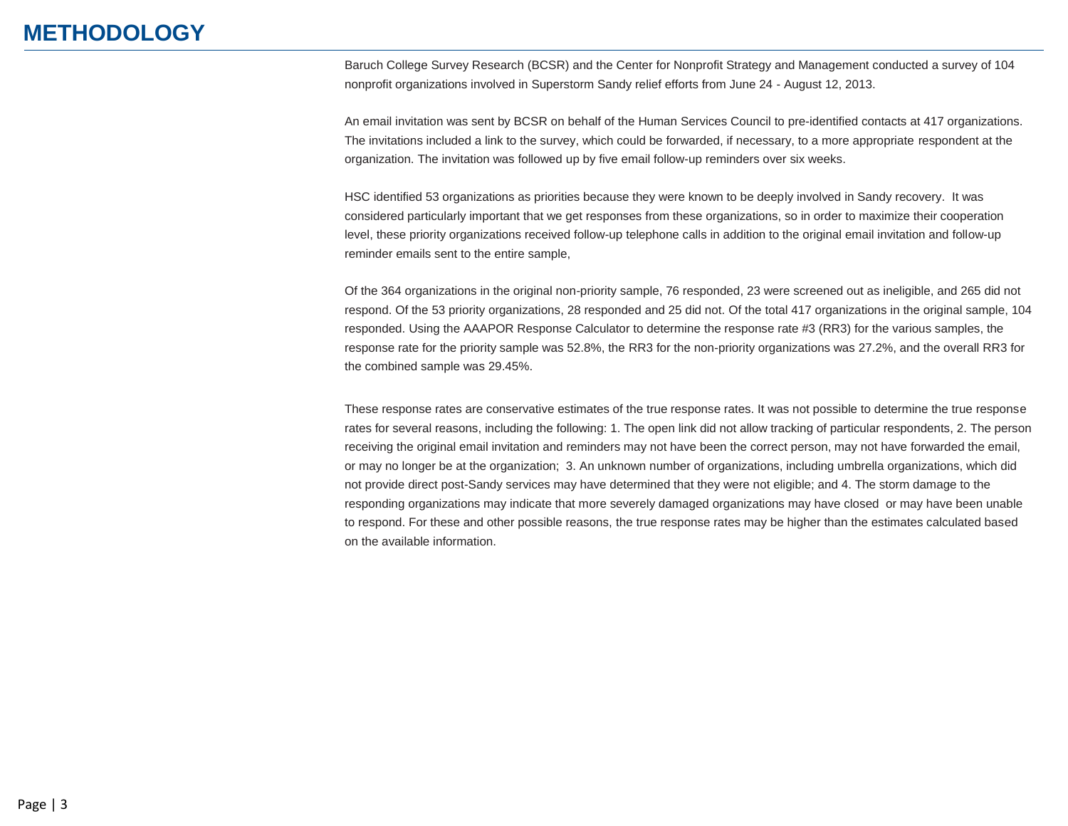# METHODOLOGY

Baruch College Survey Research (BCSR) and the Center for Nonprofit Strategy and Management conducted a survey of 104 nonprofit organizations involved in Superstorm Sandy relief efforts from June 24 - August 12, 2013.

An email invitation was sent by BCSR on behalf of the Human Services Council to pre-identified contacts at 417 organizations. The invitations included a link to the survey, which could be forwarded, if necessary, to a more appropriate respondent at the organization. The invitation was followed up by five email follow-up reminders over six weeks.

HSC identified 53 organizations as priorities because they were known to be deeply involved in Sandy recovery. It was considered particularly important that we get responses from these organizations, so in order to maximize their cooperation level, these priority organizations received follow-up telephone calls in addition to the original email invitation and follow-up reminder emails sent to the entire sample,

Of the 364 organizations in the original non-priority sample, 76 responded, 23 were screened out as ineligible, and 265 did not respond. Of the 53 priority organizations, 28 responded and 25 did not. Of the total 417 organizations in the original sample, 104 responded. Using the AAAPOR Response Calculator to determine the response rate #3 (RR3) for the various samples, the response rate for the priority sample was 52.8%, the RR3 for the non-priority organizations was 27.2%, and the overall RR3 for the combined sample was 29.45%.

These response rates are conservative estimates of the true response rates. It was not possible to determine the true response rates for several reasons, including the following: 1. The open link did not allow tracking of particular respondents, 2. The person receiving the original email invitation and reminders may not have been the correct person, may not have forwarded the email, or may no longer be at the organization; 3. An unknown number of organizations, including umbrella organizations, which did not provide direct post-Sandy services may have determined that they were not eligible; and 4. The storm damage to the responding organizations may indicate that more severely damaged organizations may have closed or may have been unable to respond. For these and other possible reasons, the true response rates may be higher than the estimates calculated based on the available information.